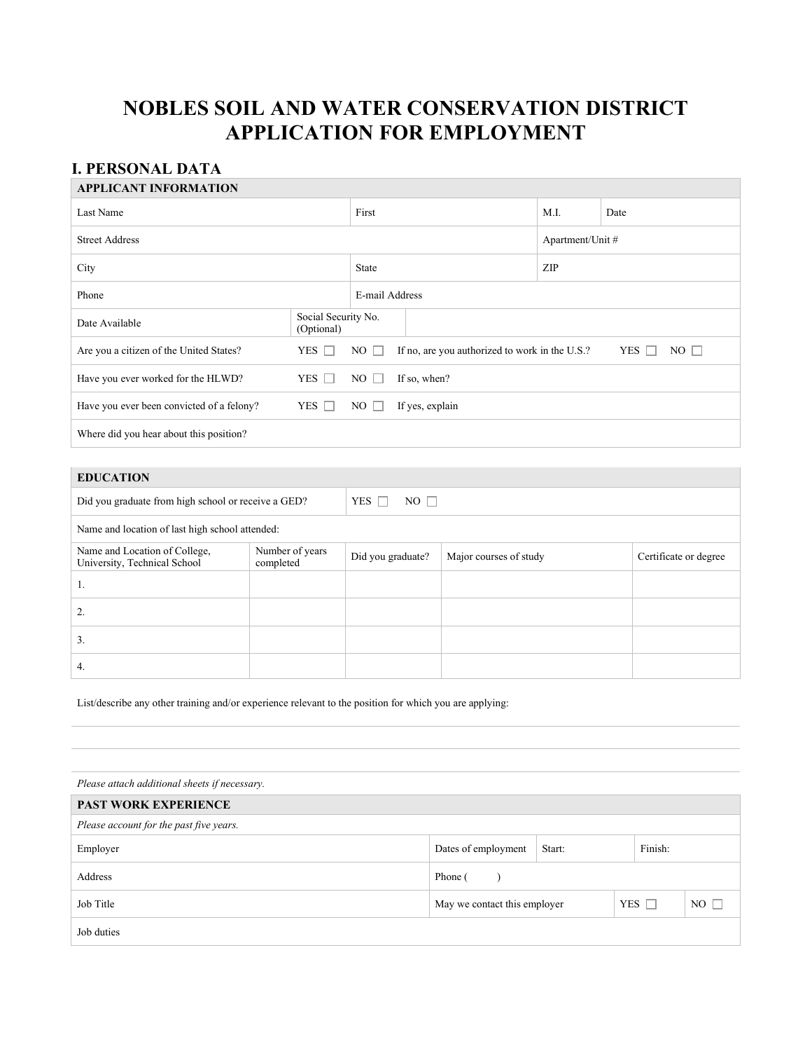# NOBLES SOIL AND WATER CONSERVATION DISTRICT APPLICATION FOR EMPLOYMENT

## I. PERSONAL DATA

| APPLICANT INFORMATION | | | |
|---|---|---|---|
| Last Name | First | M.I. | Date |
| Street Address | | Apartment/Unit # | |
| City | State | ZIP | |
| Phone | E-mail Address | | |
| Date Available | Social Security No. (Optional) | | |
| Are you a citizen of the United States? YES ☐ NO ☐ | If no, are you authorized to work in the U.S.? YES ☐ NO ☐ | | |
| Have you ever worked for the HLWD? YES ☐ NO ☐ | If so, when? | | |
| Have you ever been convicted of a felony? YES ☐ NO ☐ | If yes, explain | | |
| Where did you hear about this position? | | | |

| EDUCATION | | | | |
|---|---|---|---|---|
| Did you graduate from high school or receive a GED? | YES ☐ NO ☐ | | | |
| Name and location of last high school attended: | | | | |
| Name and Location of College, University, Technical School | Number of years completed | Did you graduate? | Major courses of study | Certificate or degree |
| 1. | | | | |
| 2. | | | | |
| 3. | | | | |
| 4. | | | | |

List/describe any other training and/or experience relevant to the position for which you are applying:

*Please attach additional sheets if necessary.*

| PAST WORK EXPERIENCE | | | |
|---|---|---|---|
| *Please account for the past five years.* | | | |
| Employer | Dates of employment | Start: | Finish: |
| Address | Phone ( ) | | |
| Job Title | May we contact this employer | YES ☐ | NO ☐ |
| Job duties | | | |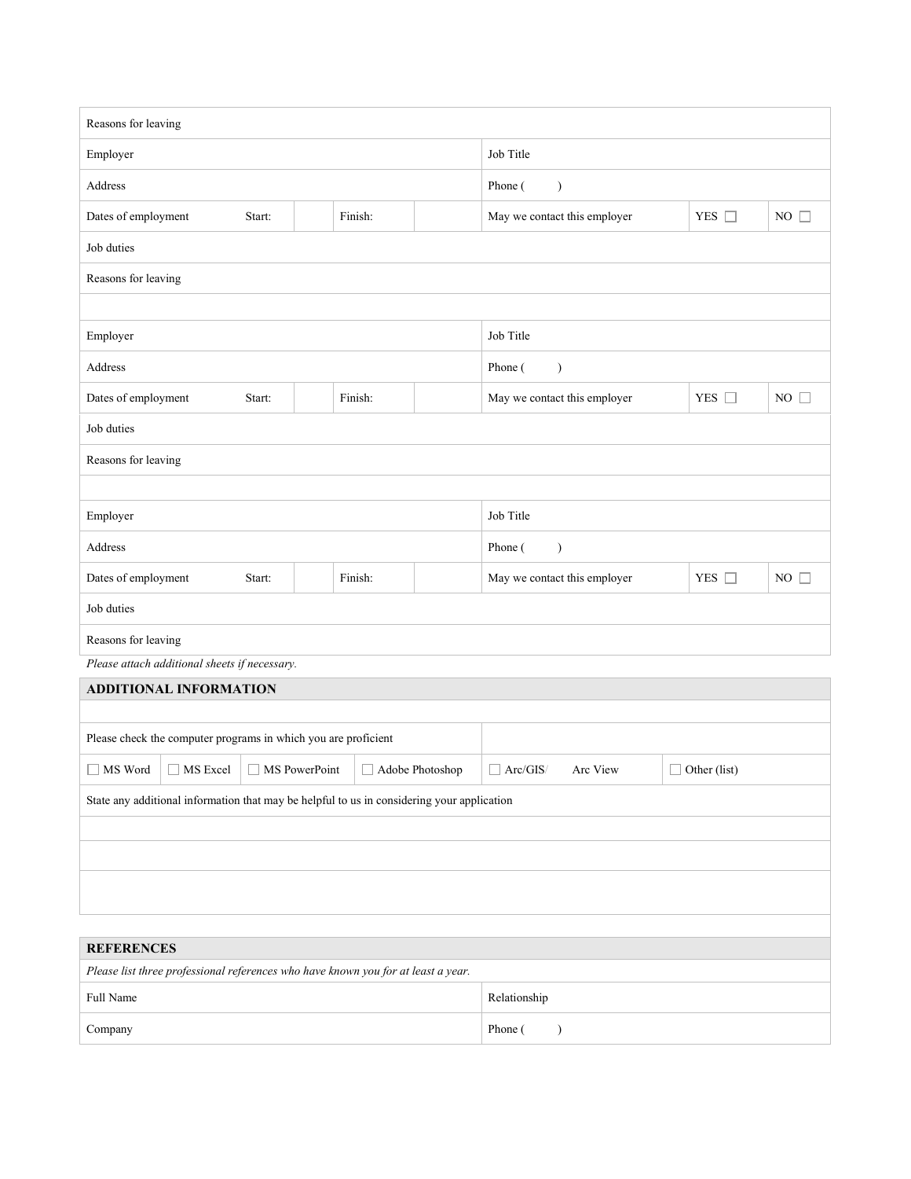| Reasons for leaving | | | | | | |
|---|---|---|---|---|---|---|
| Employer | | | | Job Title | | |
| Address | | | | Phone ( ) | | |
| Dates of employment | Start: | | Finish: | May we contact this employer | YES ☐ | NO ☐ |
| Job duties | | | | | | |
| Reasons for leaving | | | | | | |
| | | | | | | |
| Employer | | | | Job Title | | |
| Address | | | | Phone ( ) | | |
| Dates of employment | Start: | | Finish: | May we contact this employer | YES ☐ | NO ☐ |
| Job duties | | | | | | |
| Reasons for leaving | | | | | | |
| | | | | | | |
| Employer | | | | Job Title | | |
| Address | | | | Phone ( ) | | |
| Dates of employment | Start: | | Finish: | May we contact this employer | YES ☐ | NO ☐ |
| Job duties | | | | | | |
| Reasons for leaving | | | | | | |

*Please attach additional sheets if necessary.*

## ADDITIONAL INFORMATION

| Please check the computer programs in which you are proficient | | | | | |
|---|---|---|---|---|---|
| ☐ MS Word | ☐ MS Excel | ☐ MS PowerPoint | ☐ Adobe Photoshop | ☐ Arc/GIS/ Arc View | ☐ Other (list) |
| State any additional information that may be helpful to us in considering your application | | | | | |
| | | | | | |
| | | | | | |
| | | | | | |

## REFERENCES

*Please list three professional references who have known you for at least a year.*

| Full Name | Relationship |
|---|---|
| Company | Phone ( ) |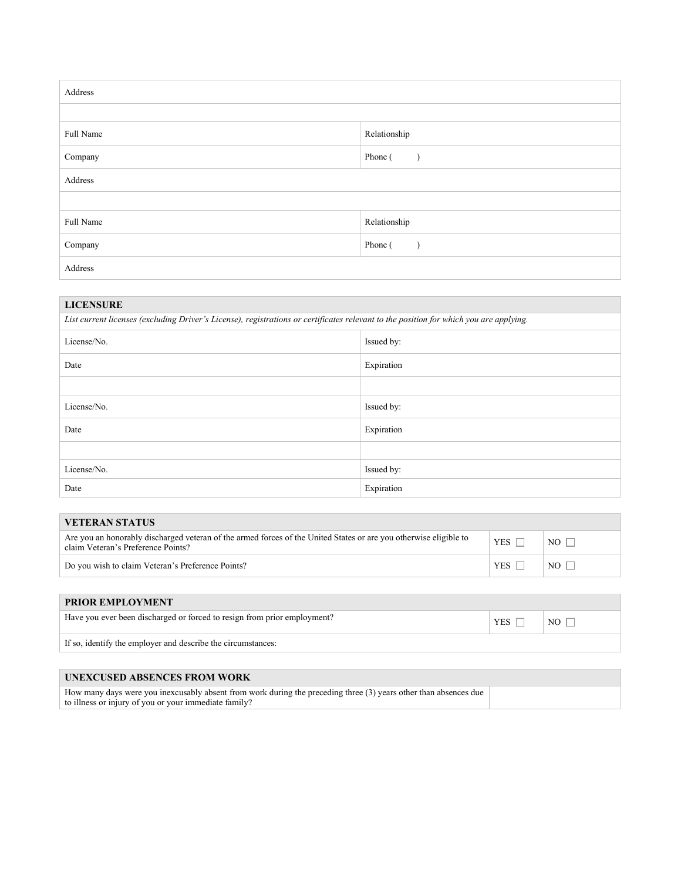| | |
|---|---|
| Address | |
| | |
| Full Name | Relationship |
| Company | Phone (  ) |
| Address | |
| | |
| Full Name | Relationship |
| Company | Phone (  ) |
| Address | |

## LICENSURE

*List current licenses (excluding Driver's License), registrations or certificates relevant to the position for which you are applying.*

| | |
|---|---|
| License/No. | Issued by: |
| Date | Expiration |
| | |
| License/No. | Issued by: |
| Date | Expiration |
| | |
| License/No. | Issued by: |
| Date | Expiration |

## VETERAN STATUS

| | | |
|---|---|---|
| Are you an honorably discharged veteran of the armed forces of the United States or are you otherwise eligible to claim Veteran's Preference Points? | YES ☐ | NO ☐ |
| Do you wish to claim Veteran's Preference Points? | YES ☐ | NO ☐ |

## PRIOR EMPLOYMENT

| | | |
|---|---|---|
| Have you ever been discharged or forced to resign from prior employment? | YES ☐ | NO ☐ |
| If so, identify the employer and describe the circumstances: | | |

## UNEXCUSED ABSENCES FROM WORK

| | |
|---|---|
| How many days were you inexcusably absent from work during the preceding three (3) years other than absences due to illness or injury of you or your immediate family? | |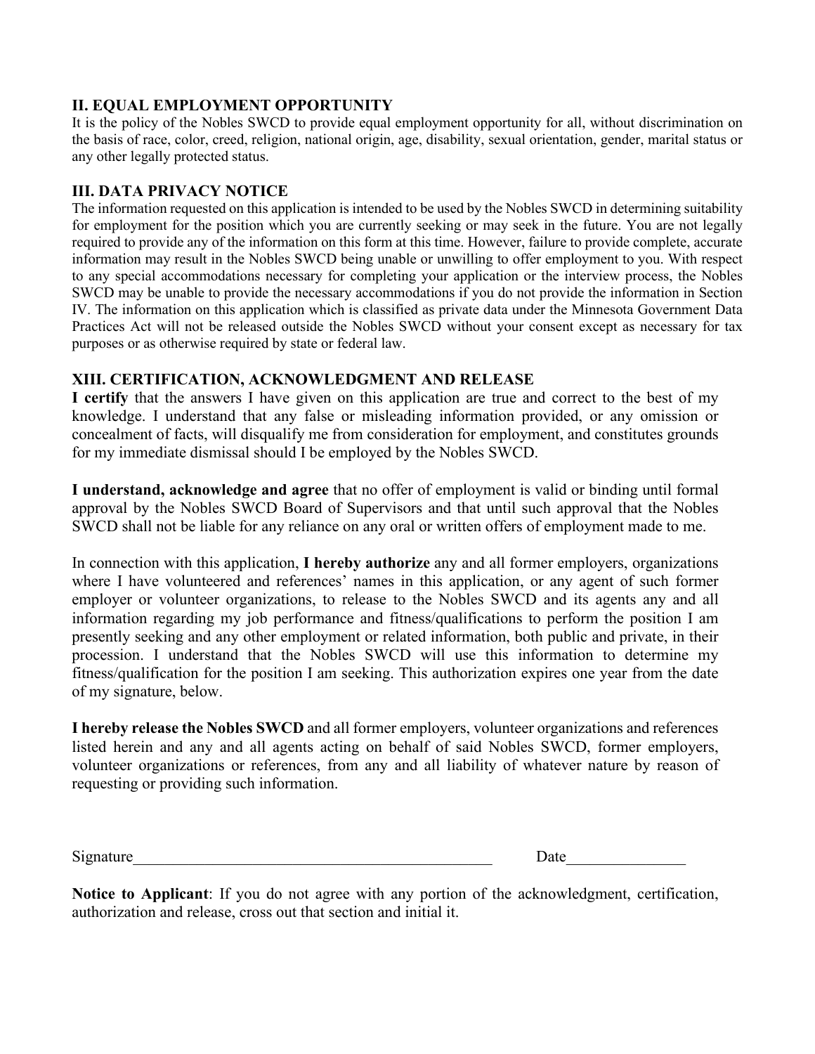## II. EQUAL EMPLOYMENT OPPORTUNITY

It is the policy of the Nobles SWCD to provide equal employment opportunity for all, without discrimination on the basis of race, color, creed, religion, national origin, age, disability, sexual orientation, gender, marital status or any other legally protected status.

## III. DATA PRIVACY NOTICE

The information requested on this application is intended to be used by the Nobles SWCD in determining suitability for employment for the position which you are currently seeking or may seek in the future. You are not legally required to provide any of the information on this form at this time. However, failure to provide complete, accurate information may result in the Nobles SWCD being unable or unwilling to offer employment to you. With respect to any special accommodations necessary for completing your application or the interview process, the Nobles SWCD may be unable to provide the necessary accommodations if you do not provide the information in Section IV. The information on this application which is classified as private data under the Minnesota Government Data Practices Act will not be released outside the Nobles SWCD without your consent except as necessary for tax purposes or as otherwise required by state or federal law.

## XIII. CERTIFICATION, ACKNOWLEDGMENT AND RELEASE

**I certify** that the answers I have given on this application are true and correct to the best of my knowledge. I understand that any false or misleading information provided, or any omission or concealment of facts, will disqualify me from consideration for employment, and constitutes grounds for my immediate dismissal should I be employed by the Nobles SWCD.

**I understand, acknowledge and agree** that no offer of employment is valid or binding until formal approval by the Nobles SWCD Board of Supervisors and that until such approval that the Nobles SWCD shall not be liable for any reliance on any oral or written offers of employment made to me.

In connection with this application, **I hereby authorize** any and all former employers, organizations where I have volunteered and references' names in this application, or any agent of such former employer or volunteer organizations, to release to the Nobles SWCD and its agents any and all information regarding my job performance and fitness/qualifications to perform the position I am presently seeking and any other employment or related information, both public and private, in their procession. I understand that the Nobles SWCD will use this information to determine my fitness/qualification for the position I am seeking. This authorization expires one year from the date of my signature, below.

**I hereby release the Nobles SWCD** and all former employers, volunteer organizations and references listed herein and any and all agents acting on behalf of said Nobles SWCD, former employers, volunteer organizations or references, from any and all liability of whatever nature by reason of requesting or providing such information.

Signature_______________________________________________ Date_______________

**Notice to Applicant**: If you do not agree with any portion of the acknowledgment, certification, authorization and release, cross out that section and initial it.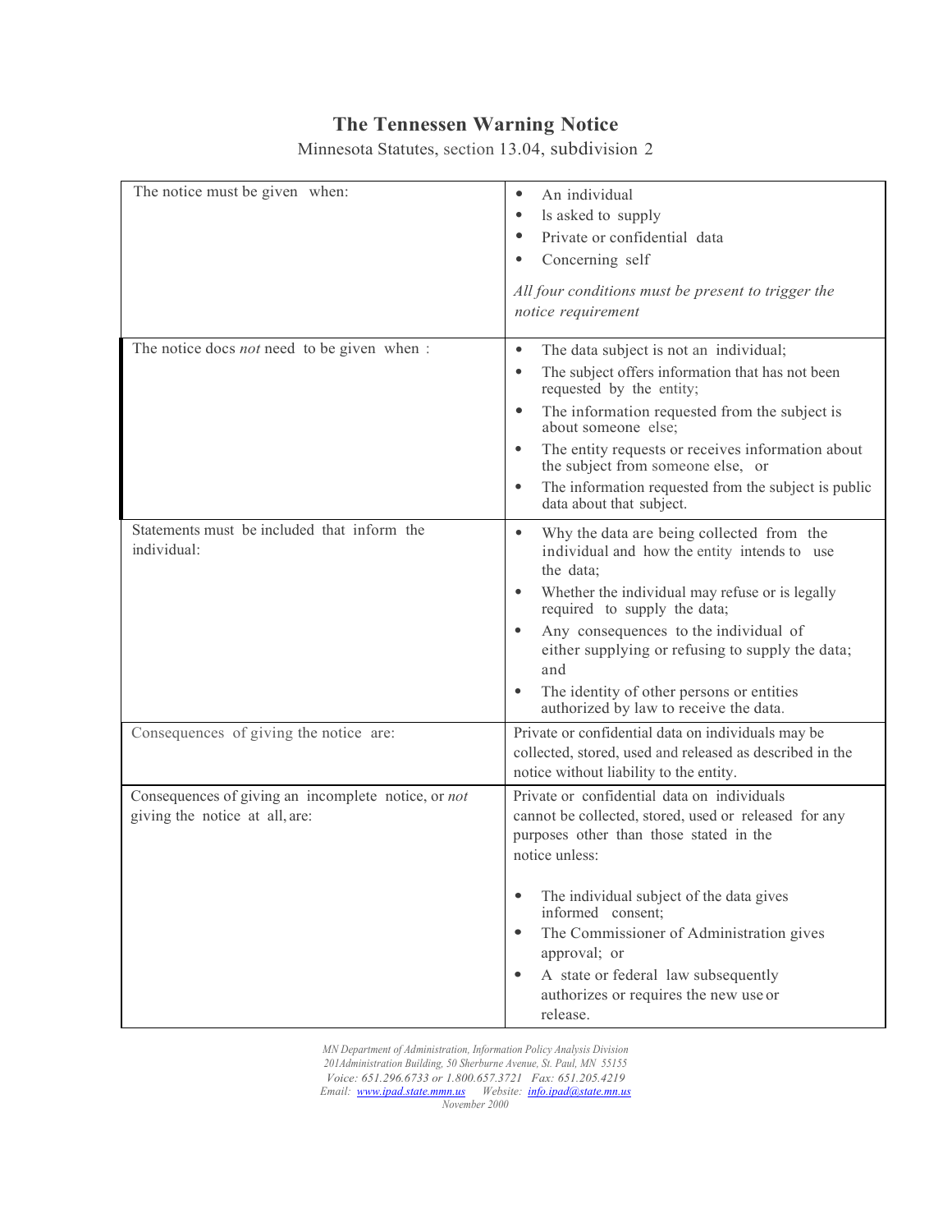# The Tennessen Warning Notice

Minnesota Statutes, section 13.04, subdivision 2

| | |
|---|---|
| The notice must be given when: | • An individual<br>• Is asked to supply<br>• Private or confidential data<br>• Concerning self<br><br>*All four conditions must be present to trigger the notice requirement* |
| The notice docs *not* need to be given when : | • The data subject is not an individual;<br>• The subject offers information that has not been requested by the entity;<br>• The information requested from the subject is about someone else;<br>• The entity requests or receives information about the subject from someone else, or<br>• The information requested from the subject is public data about that subject. |
| Statements must be included that inform the individual: | • Why the data are being collected from the individual and how the entity intends to use the data;<br>• Whether the individual may refuse or is legally required to supply the data;<br>• Any consequences to the individual of either supplying or refusing to supply the data; and<br>• The identity of other persons or entities authorized by law to receive the data. |
| Consequences of giving the notice are: | Private or confidential data on individuals may be collected, stored, used and released as described in the notice without liability to the entity. |
| Consequences of giving an incomplete notice, or *not* giving the notice at all, are: | Private or confidential data on individuals cannot be collected, stored, used or released for any purposes other than those stated in the notice unless:<br><br>• The individual subject of the data gives informed consent;<br>• The Commissioner of Administration gives approval; or<br>• A state or federal law subsequently authorizes or requires the new use or release. |

*MN Department of Administration, Information Policy Analysis Division*
*201Administration Building, 50 Sherburne Avenue, St. Paul, MN 55155*
*Voice: 651.296.6733 or 1.800.657.3721 Fax: 651.205.4219*
*Email: www.ipad.state.mmn.us Website: info.ipad@state.mn.us*
*November 2000*